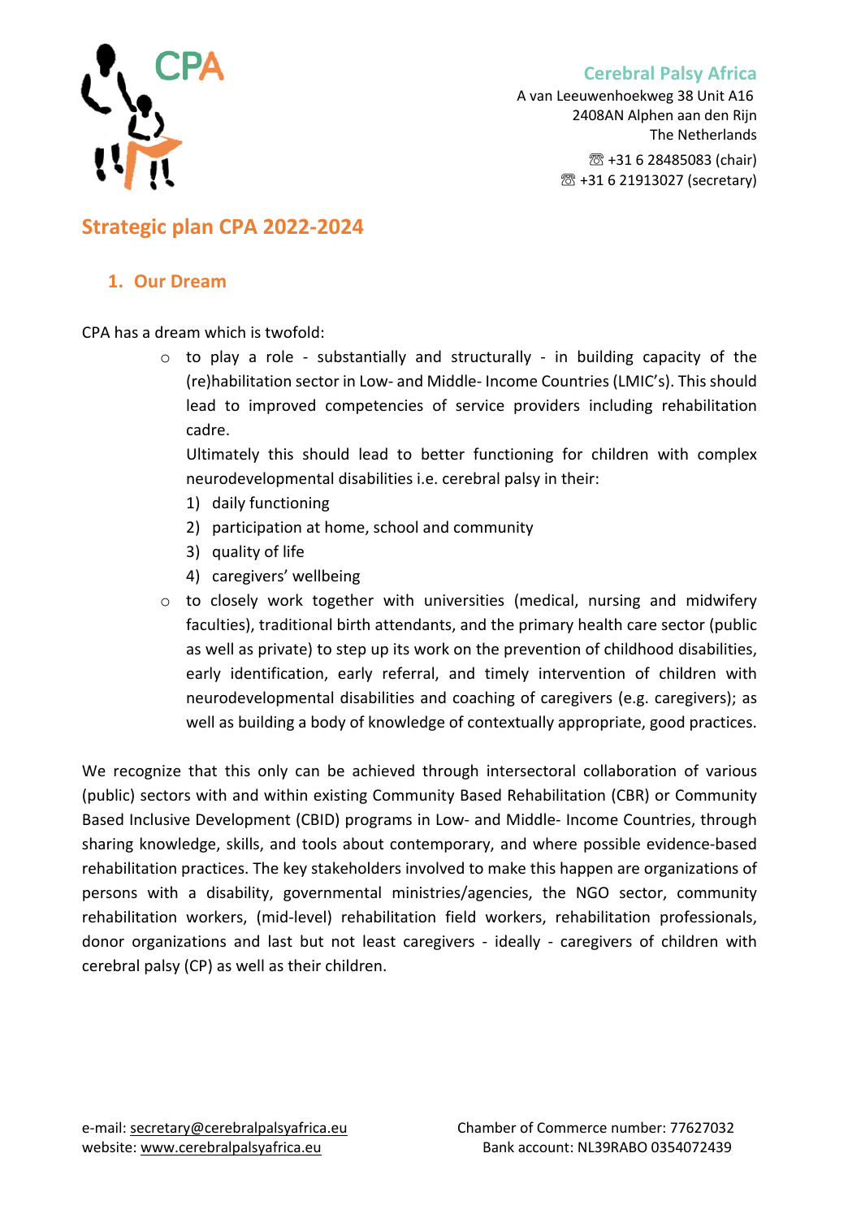Cerebral Palsy Africa
A van Leeuwenhoekweg 38 Unit A16
2408AN Alphen aan den Rijn
The Netherlands
☏ +31 6 28485083 (chair)
☏ +31 6 21913027 (secretary)

# Strategic plan CPA 2022-2024

## 1. Our Dream

CPA has a dream which is twofold:

- to play a role - substantially and structurally - in building capacity of the (re)habilitation sector in Low- and Middle- Income Countries (LMIC's). This should lead to improved competencies of service providers including rehabilitation cadre.
  Ultimately this should lead to better functioning for children with complex neurodevelopmental disabilities i.e. cerebral palsy in their:
  1) daily functioning
  2) participation at home, school and community
  3) quality of life
  4) caregivers' wellbeing
- to closely work together with universities (medical, nursing and midwifery faculties), traditional birth attendants, and the primary health care sector (public as well as private) to step up its work on the prevention of childhood disabilities, early identification, early referral, and timely intervention of children with neurodevelopmental disabilities and coaching of caregivers (e.g. caregivers); as well as building a body of knowledge of contextually appropriate, good practices.

We recognize that this only can be achieved through intersectoral collaboration of various (public) sectors with and within existing Community Based Rehabilitation (CBR) or Community Based Inclusive Development (CBID) programs in Low- and Middle- Income Countries, through sharing knowledge, skills, and tools about contemporary, and where possible evidence-based rehabilitation practices. The key stakeholders involved to make this happen are organizations of persons with a disability, governmental ministries/agencies, the NGO sector, community rehabilitation workers, (mid-level) rehabilitation field workers, rehabilitation professionals, donor organizations and last but not least caregivers - ideally - caregivers of children with cerebral palsy (CP) as well as their children.

e-mail: secretary@cerebralpalsyafrica.eu
website: www.cerebralpalsyafrica.eu
Chamber of Commerce number: 77627032
Bank account: NL39RABO 0354072439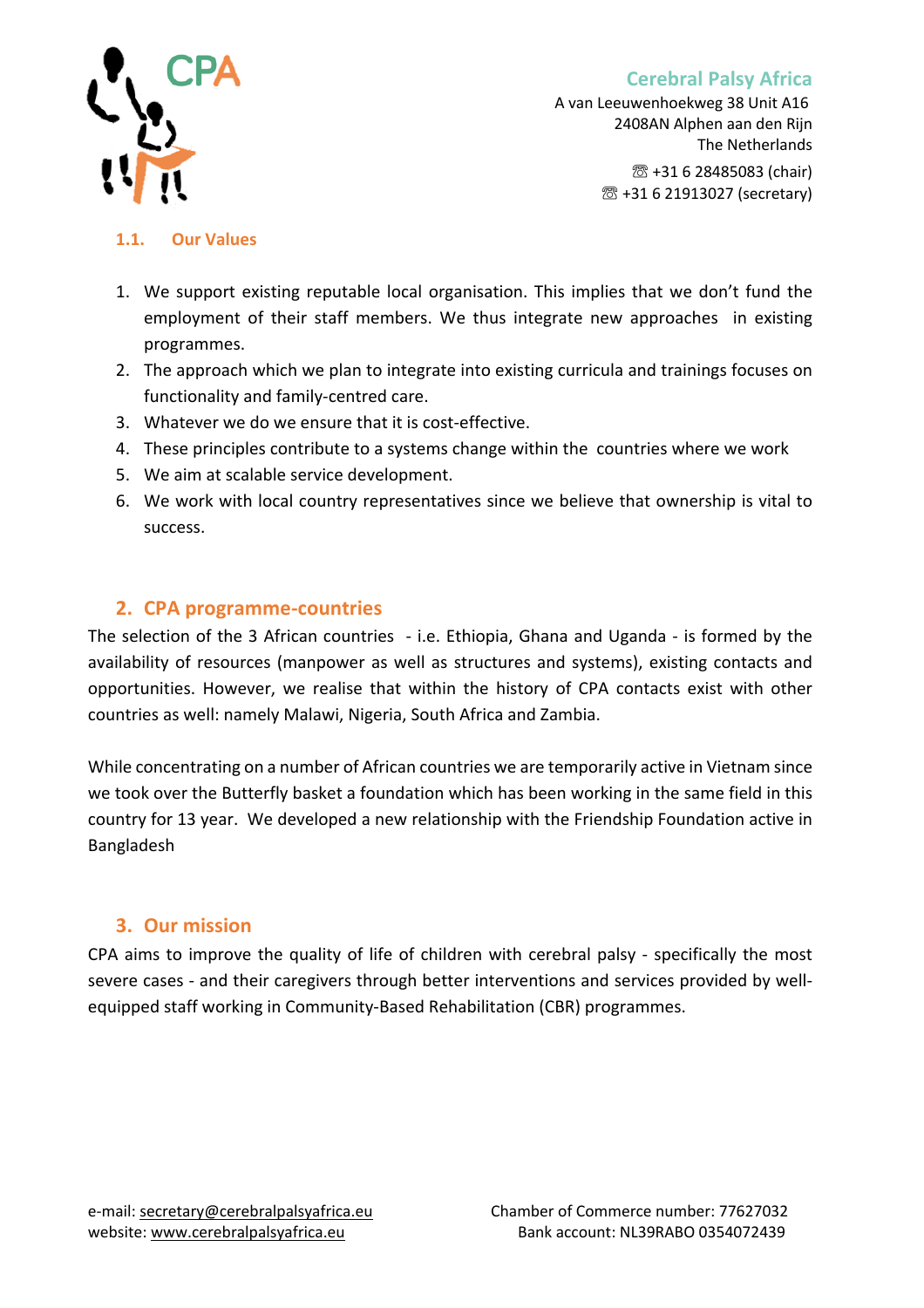## 1.1. Our Values

1. We support existing reputable local organisation. This implies that we don't fund the employment of their staff members. We thus integrate new approaches in existing programmes.
2. The approach which we plan to integrate into existing curricula and trainings focuses on functionality and family-centred care.
3. Whatever we do we ensure that it is cost-effective.
4. These principles contribute to a systems change within the countries where we work
5. We aim at scalable service development.
6. We work with local country representatives since we believe that ownership is vital to success.

## 2. CPA programme-countries

The selection of the 3 African countries - i.e. Ethiopia, Ghana and Uganda - is formed by the availability of resources (manpower as well as structures and systems), existing contacts and opportunities. However, we realise that within the history of CPA contacts exist with other countries as well: namely Malawi, Nigeria, South Africa and Zambia.

While concentrating on a number of African countries we are temporarily active in Vietnam since we took over the Butterfly basket a foundation which has been working in the same field in this country for 13 year. We developed a new relationship with the Friendship Foundation active in Bangladesh

## 3. Our mission

CPA aims to improve the quality of life of children with cerebral palsy - specifically the most severe cases - and their caregivers through better interventions and services provided by well-equipped staff working in Community-Based Rehabilitation (CBR) programmes.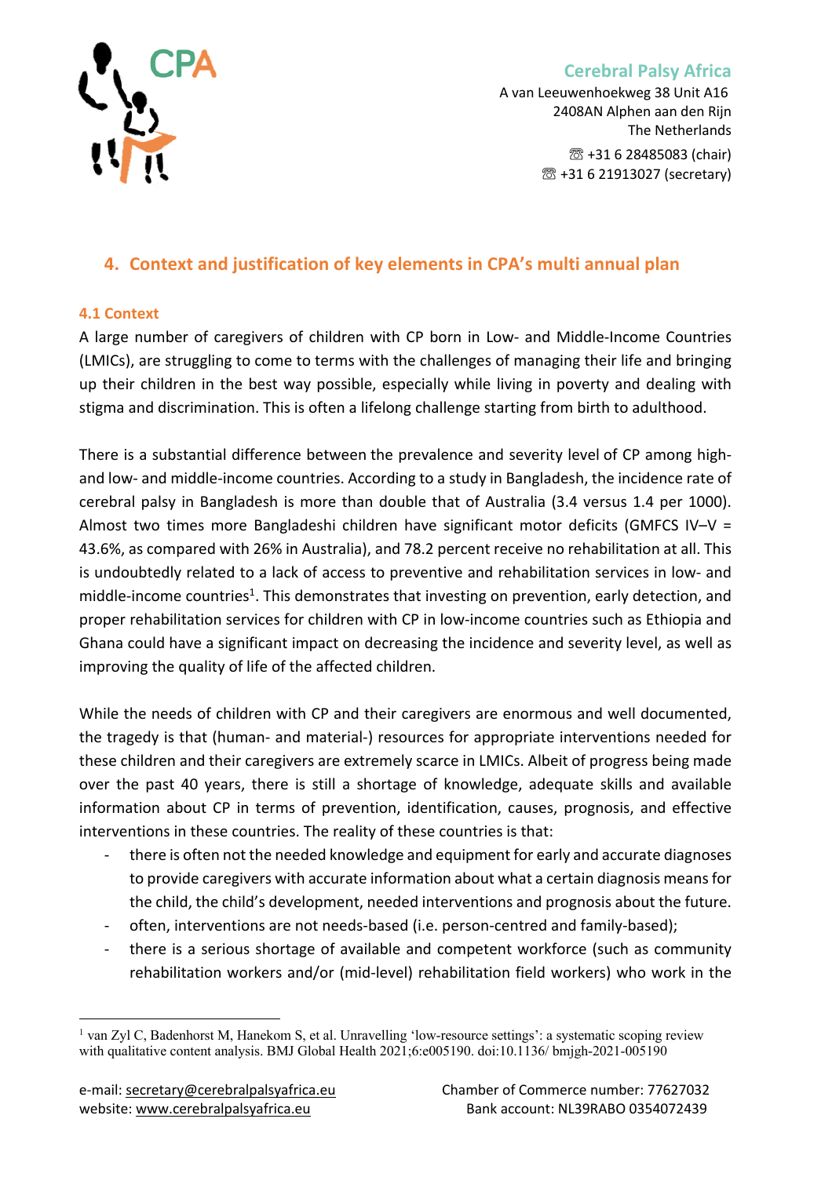## 4. Context and justification of key elements in CPA's multi annual plan

### 4.1 Context

A large number of caregivers of children with CP born in Low- and Middle-Income Countries (LMICs), are struggling to come to terms with the challenges of managing their life and bringing up their children in the best way possible, especially while living in poverty and dealing with stigma and discrimination. This is often a lifelong challenge starting from birth to adulthood.

There is a substantial difference between the prevalence and severity level of CP among high- and low- and middle-income countries. According to a study in Bangladesh, the incidence rate of cerebral palsy in Bangladesh is more than double that of Australia (3.4 versus 1.4 per 1000). Almost two times more Bangladeshi children have significant motor deficits (GMFCS IV–V = 43.6%, as compared with 26% in Australia), and 78.2 percent receive no rehabilitation at all. This is undoubtedly related to a lack of access to preventive and rehabilitation services in low- and middle-income countries[1]. This demonstrates that investing on prevention, early detection, and proper rehabilitation services for children with CP in low-income countries such as Ethiopia and Ghana could have a significant impact on decreasing the incidence and severity level, as well as improving the quality of life of the affected children.

While the needs of children with CP and their caregivers are enormous and well documented, the tragedy is that (human- and material-) resources for appropriate interventions needed for these children and their caregivers are extremely scarce in LMICs. Albeit of progress being made over the past 40 years, there is still a shortage of knowledge, adequate skills and available information about CP in terms of prevention, identification, causes, prognosis, and effective interventions in these countries. The reality of these countries is that:

- there is often not the needed knowledge and equipment for early and accurate diagnoses to provide caregivers with accurate information about what a certain diagnosis means for the child, the child's development, needed interventions and prognosis about the future.
- often, interventions are not needs-based (i.e. person-centred and family-based);
- there is a serious shortage of available and competent workforce (such as community rehabilitation workers and/or (mid-level) rehabilitation field workers) who work in the

---

[1] van Zyl C, Badenhorst M, Hanekom S, et al. Unravelling 'low-resource settings': a systematic scoping review with qualitative content analysis. BMJ Global Health 2021;6:e005190. doi:10.1136/ bmjgh-2021-005190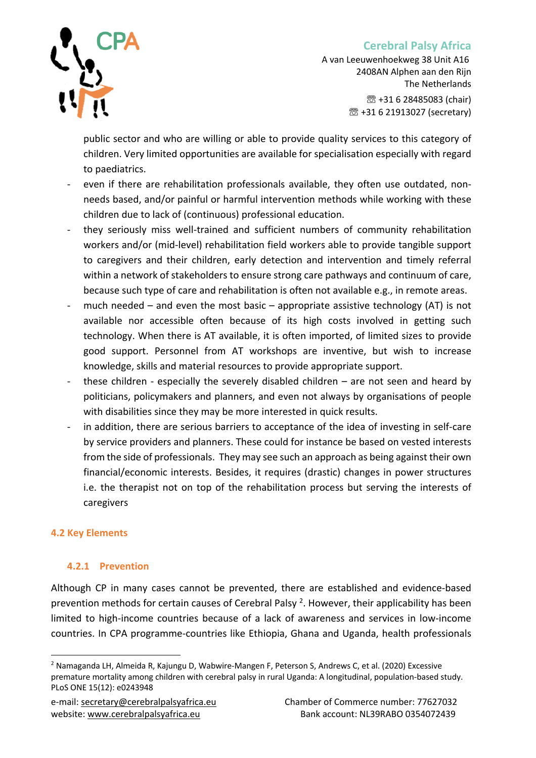public sector and who are willing or able to provide quality services to this category of children. Very limited opportunities are available for specialisation especially with regard to paediatrics.

- even if there are rehabilitation professionals available, they often use outdated, non-needs based, and/or painful or harmful intervention methods while working with these children due to lack of (continuous) professional education.
- they seriously miss well-trained and sufficient numbers of community rehabilitation workers and/or (mid-level) rehabilitation field workers able to provide tangible support to caregivers and their children, early detection and intervention and timely referral within a network of stakeholders to ensure strong care pathways and continuum of care, because such type of care and rehabilitation is often not available e.g., in remote areas.
- much needed – and even the most basic – appropriate assistive technology (AT) is not available nor accessible often because of its high costs involved in getting such technology. When there is AT available, it is often imported, of limited sizes to provide good support. Personnel from AT workshops are inventive, but wish to increase knowledge, skills and material resources to provide appropriate support.
- these children - especially the severely disabled children – are not seen and heard by politicians, policymakers and planners, and even not always by organisations of people with disabilities since they may be more interested in quick results.
- in addition, there are serious barriers to acceptance of the idea of investing in self-care by service providers and planners. These could for instance be based on vested interests from the side of professionals. They may see such an approach as being against their own financial/economic interests. Besides, it requires (drastic) changes in power structures i.e. the therapist not on top of the rehabilitation process but serving the interests of caregivers

## 4.2 Key Elements

### 4.2.1 Prevention

Although CP in many cases cannot be prevented, there are established and evidence-based prevention methods for certain causes of Cerebral Palsy [2]. However, their applicability has been limited to high-income countries because of a lack of awareness and services in low-income countries. In CPA programme-countries like Ethiopia, Ghana and Uganda, health professionals

[2] Namaganda LH, Almeida R, Kajungu D, Wabwire-Mangen F, Peterson S, Andrews C, et al. (2020) Excessive premature mortality among children with cerebral palsy in rural Uganda: A longitudinal, population-based study. PLoS ONE 15(12): e0243948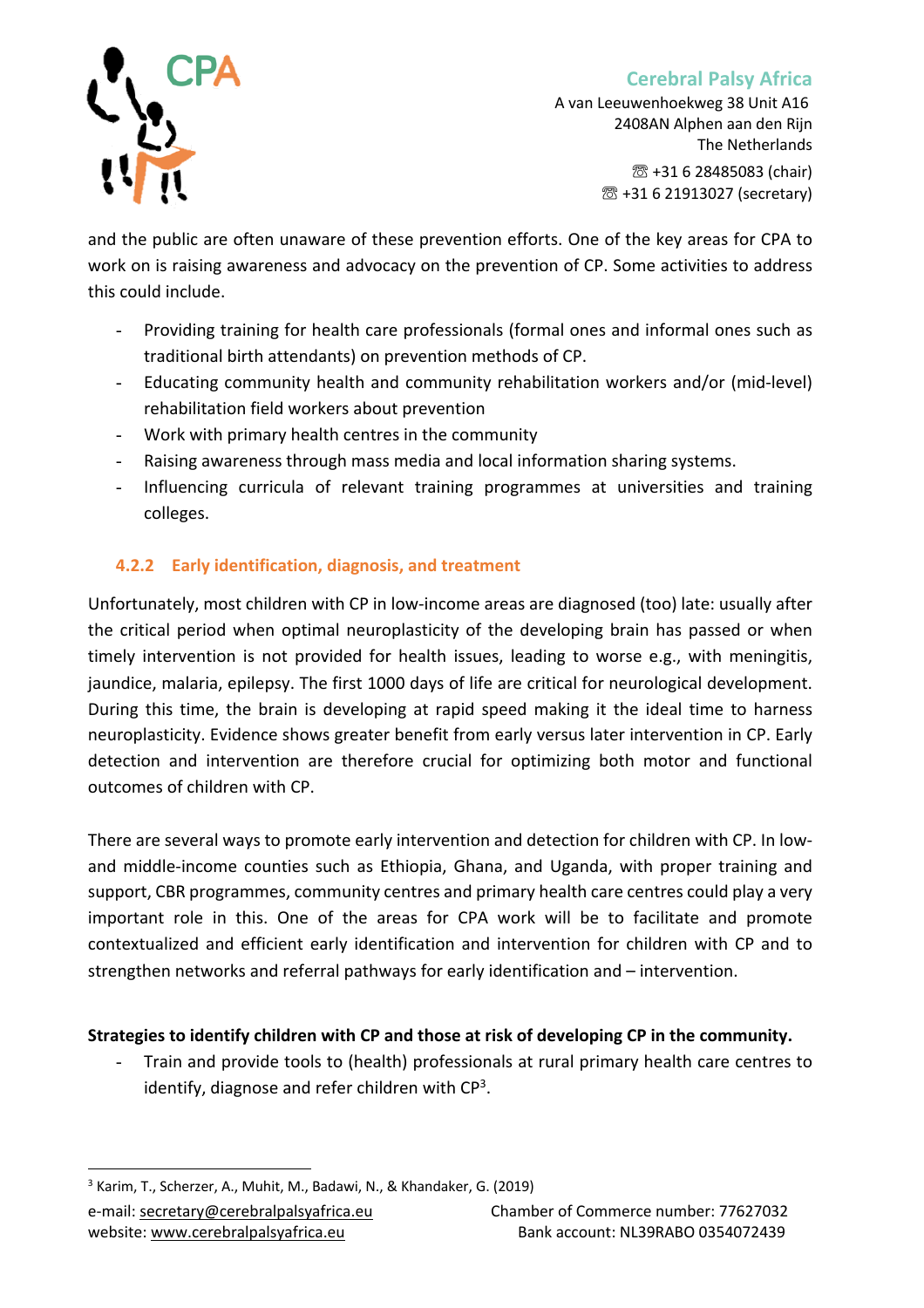and the public are often unaware of these prevention efforts. One of the key areas for CPA to work on is raising awareness and advocacy on the prevention of CP. Some activities to address this could include.

- Providing training for health care professionals (formal ones and informal ones such as traditional birth attendants) on prevention methods of CP.
- Educating community health and community rehabilitation workers and/or (mid-level) rehabilitation field workers about prevention
- Work with primary health centres in the community
- Raising awareness through mass media and local information sharing systems.
- Influencing curricula of relevant training programmes at universities and training colleges.

### 4.2.2 Early identification, diagnosis, and treatment

Unfortunately, most children with CP in low-income areas are diagnosed (too) late: usually after the critical period when optimal neuroplasticity of the developing brain has passed or when timely intervention is not provided for health issues, leading to worse e.g., with meningitis, jaundice, malaria, epilepsy. The first 1000 days of life are critical for neurological development. During this time, the brain is developing at rapid speed making it the ideal time to harness neuroplasticity. Evidence shows greater benefit from early versus later intervention in CP. Early detection and intervention are therefore crucial for optimizing both motor and functional outcomes of children with CP.

There are several ways to promote early intervention and detection for children with CP. In low- and middle-income counties such as Ethiopia, Ghana, and Uganda, with proper training and support, CBR programmes, community centres and primary health care centres could play a very important role in this. One of the areas for CPA work will be to facilitate and promote contextualized and efficient early identification and intervention for children with CP and to strengthen networks and referral pathways for early identification and – intervention.

**Strategies to identify children with CP and those at risk of developing CP in the community.**

- Train and provide tools to (health) professionals at rural primary health care centres to identify, diagnose and refer children with CP[3].

[3] Karim, T., Scherzer, A., Muhit, M., Badawi, N., & Khandaker, G. (2019)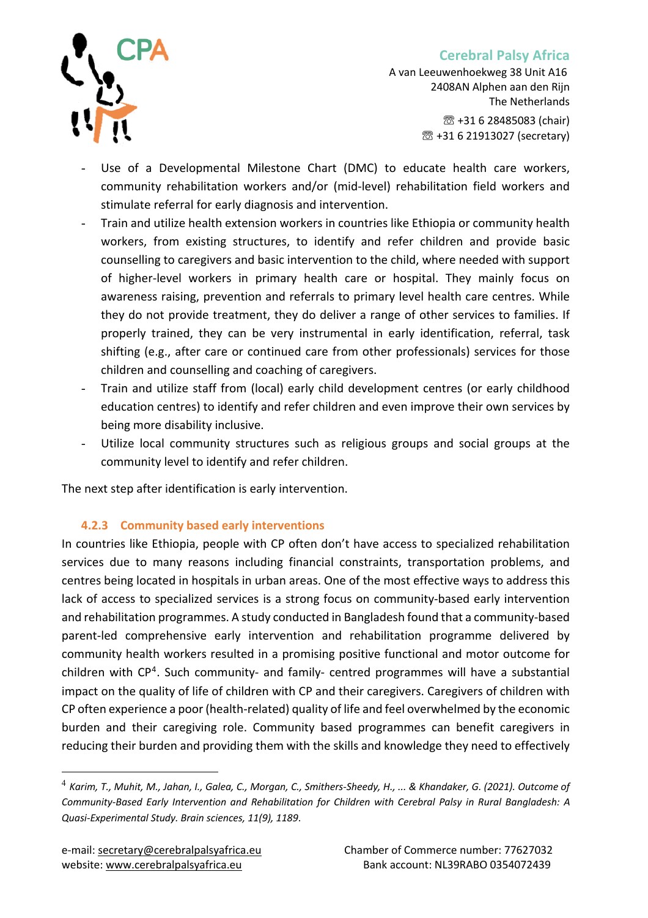- Use of a Developmental Milestone Chart (DMC) to educate health care workers, community rehabilitation workers and/or (mid-level) rehabilitation field workers and stimulate referral for early diagnosis and intervention.
- Train and utilize health extension workers in countries like Ethiopia or community health workers, from existing structures, to identify and refer children and provide basic counselling to caregivers and basic intervention to the child, where needed with support of higher-level workers in primary health care or hospital. They mainly focus on awareness raising, prevention and referrals to primary level health care centres. While they do not provide treatment, they do deliver a range of other services to families. If properly trained, they can be very instrumental in early identification, referral, task shifting (e.g., after care or continued care from other professionals) services for those children and counselling and coaching of caregivers.
- Train and utilize staff from (local) early child development centres (or early childhood education centres) to identify and refer children and even improve their own services by being more disability inclusive.
- Utilize local community structures such as religious groups and social groups at the community level to identify and refer children.

The next step after identification is early intervention.

#### 4.2.3 Community based early interventions

In countries like Ethiopia, people with CP often don't have access to specialized rehabilitation services due to many reasons including financial constraints, transportation problems, and centres being located in hospitals in urban areas. One of the most effective ways to address this lack of access to specialized services is a strong focus on community-based early intervention and rehabilitation programmes. A study conducted in Bangladesh found that a community-based parent-led comprehensive early intervention and rehabilitation programme delivered by community health workers resulted in a promising positive functional and motor outcome for children with CP[4]. Such community- and family- centred programmes will have a substantial impact on the quality of life of children with CP and their caregivers. Caregivers of children with CP often experience a poor (health-related) quality of life and feel overwhelmed by the economic burden and their caregiving role. Community based programmes can benefit caregivers in reducing their burden and providing them with the skills and knowledge they need to effectively

---

[4] *Karim, T., Muhit, M., Jahan, I., Galea, C., Morgan, C., Smithers-Sheedy, H., ... & Khandaker, G. (2021). Outcome of Community-Based Early Intervention and Rehabilitation for Children with Cerebral Palsy in Rural Bangladesh: A Quasi-Experimental Study. Brain sciences, 11(9), 1189.*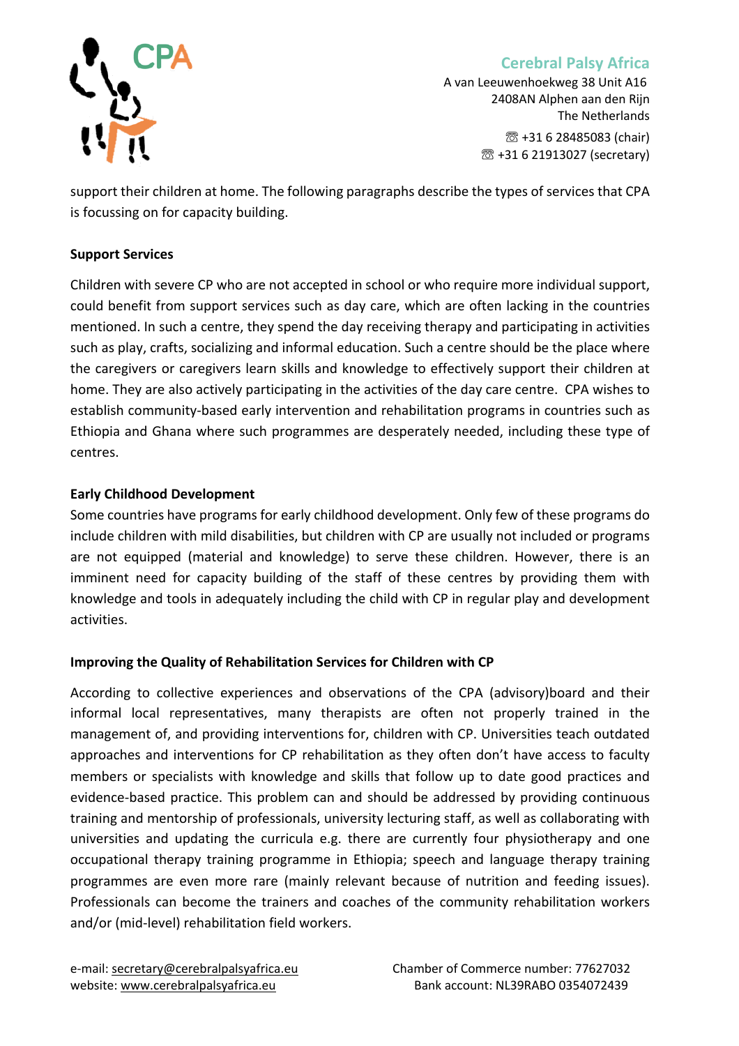support their children at home. The following paragraphs describe the types of services that CPA is focussing on for capacity building.

**Support Services**

Children with severe CP who are not accepted in school or who require more individual support, could benefit from support services such as day care, which are often lacking in the countries mentioned. In such a centre, they spend the day receiving therapy and participating in activities such as play, crafts, socializing and informal education. Such a centre should be the place where the caregivers or caregivers learn skills and knowledge to effectively support their children at home. They are also actively participating in the activities of the day care centre. CPA wishes to establish community-based early intervention and rehabilitation programs in countries such as Ethiopia and Ghana where such programmes are desperately needed, including these type of centres.

**Early Childhood Development**

Some countries have programs for early childhood development. Only few of these programs do include children with mild disabilities, but children with CP are usually not included or programs are not equipped (material and knowledge) to serve these children. However, there is an imminent need for capacity building of the staff of these centres by providing them with knowledge and tools in adequately including the child with CP in regular play and development activities.

**Improving the Quality of Rehabilitation Services for Children with CP**

According to collective experiences and observations of the CPA (advisory)board and their informal local representatives, many therapists are often not properly trained in the management of, and providing interventions for, children with CP. Universities teach outdated approaches and interventions for CP rehabilitation as they often don't have access to faculty members or specialists with knowledge and skills that follow up to date good practices and evidence-based practice. This problem can and should be addressed by providing continuous training and mentorship of professionals, university lecturing staff, as well as collaborating with universities and updating the curricula e.g. there are currently four physiotherapy and one occupational therapy training programme in Ethiopia; speech and language therapy training programmes are even more rare (mainly relevant because of nutrition and feeding issues). Professionals can become the trainers and coaches of the community rehabilitation workers and/or (mid-level) rehabilitation field workers.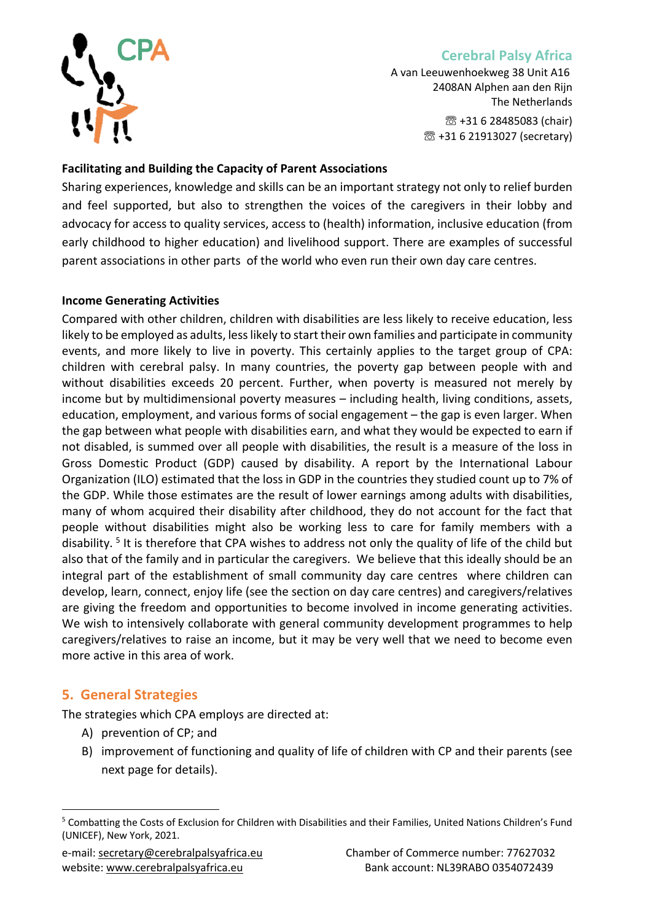**Facilitating and Building the Capacity of Parent Associations**

Sharing experiences, knowledge and skills can be an important strategy not only to relief burden and feel supported, but also to strengthen the voices of the caregivers in their lobby and advocacy for access to quality services, access to (health) information, inclusive education (from early childhood to higher education) and livelihood support. There are examples of successful parent associations in other parts of the world who even run their own day care centres.

**Income Generating Activities**

Compared with other children, children with disabilities are less likely to receive education, less likely to be employed as adults, less likely to start their own families and participate in community events, and more likely to live in poverty. This certainly applies to the target group of CPA: children with cerebral palsy. In many countries, the poverty gap between people with and without disabilities exceeds 20 percent. Further, when poverty is measured not merely by income but by multidimensional poverty measures – including health, living conditions, assets, education, employment, and various forms of social engagement – the gap is even larger. When the gap between what people with disabilities earn, and what they would be expected to earn if not disabled, is summed over all people with disabilities, the result is a measure of the loss in Gross Domestic Product (GDP) caused by disability. A report by the International Labour Organization (ILO) estimated that the loss in GDP in the countries they studied count up to 7% of the GDP. While those estimates are the result of lower earnings among adults with disabilities, many of whom acquired their disability after childhood, they do not account for the fact that people without disabilities might also be working less to care for family members with a disability. [5] It is therefore that CPA wishes to address not only the quality of life of the child but also that of the family and in particular the caregivers. We believe that this ideally should be an integral part of the establishment of small community day care centres where children can develop, learn, connect, enjoy life (see the section on day care centres) and caregivers/relatives are giving the freedom and opportunities to become involved in income generating activities. We wish to intensively collaborate with general community development programmes to help caregivers/relatives to raise an income, but it may be very well that we need to become even more active in this area of work.

## 5. General Strategies

The strategies which CPA employs are directed at:

A) prevention of CP; and
B) improvement of functioning and quality of life of children with CP and their parents (see next page for details).

[5] Combatting the Costs of Exclusion for Children with Disabilities and their Families, United Nations Children's Fund (UNICEF), New York, 2021.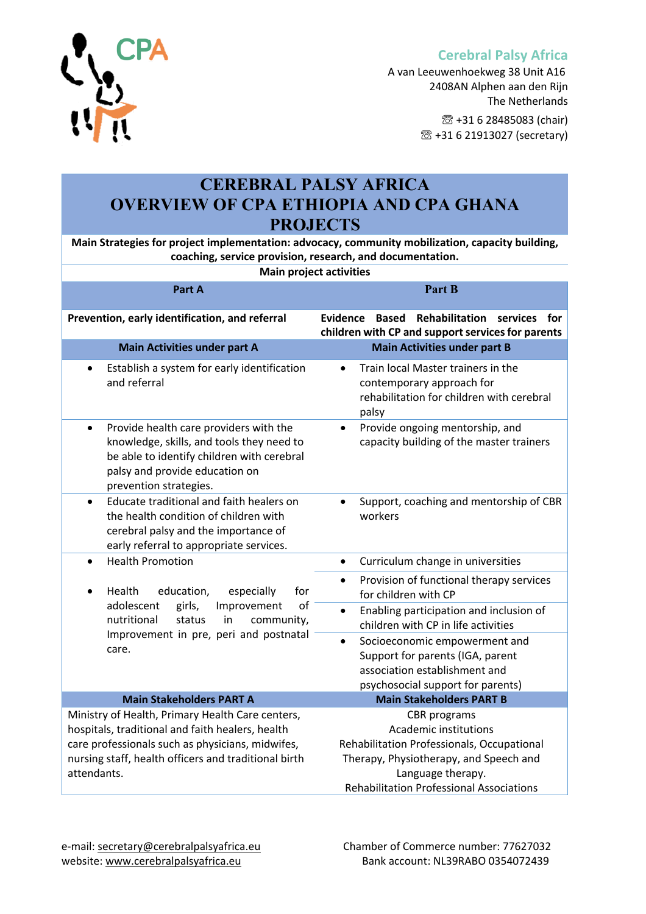Cerebral Palsy Africa
A van Leeuwenhoekweg 38 Unit A16
2408AN Alphen aan den Rijn
The Netherlands
☏ +31 6 28485083 (chair)
☏ +31 6 21913027 (secretary)

# CEREBRAL PALSY AFRICA
# OVERVIEW OF CPA ETHIOPIA AND CPA GHANA PROJECTS

**Main Strategies for project implementation: advocacy, community mobilization, capacity building, coaching, service provision, research, and documentation.**

**Main project activities**

| Part A | Part B |
|---|---|
| **Prevention, early identification, and referral** | **Evidence Based Rehabilitation services for children with CP and support services for parents** |
| **Main Activities under part A** | **Main Activities under part B** |
| • Establish a system for early identification and referral | • Train local Master trainers in the contemporary approach for rehabilitation for children with cerebral palsy |
| • Provide health care providers with the knowledge, skills, and tools they need to be able to identify children with cerebral palsy and provide education on prevention strategies. | • Provide ongoing mentorship, and capacity building of the master trainers |
| • Educate traditional and faith healers on the health condition of children with cerebral palsy and the importance of early referral to appropriate services. | • Support, coaching and mentorship of CBR workers |
| • Health Promotion<br>• Health education, especially for adolescent girls, Improvement of nutritional status in community, Improvement in pre, peri and postnatal care. | • Curriculum change in universities<br>• Provision of functional therapy services for children with CP<br>• Enabling participation and inclusion of children with CP in life activities<br>• Socioeconomic empowerment and Support for parents (IGA, parent association establishment and psychosocial support for parents) |
| **Main Stakeholders PART A** | **Main Stakeholders PART B** |
| Ministry of Health, Primary Health Care centers, hospitals, traditional and faith healers, health care professionals such as physicians, midwifes, nursing staff, health officers and traditional birth attendants. | CBR programs<br>Academic institutions<br>Rehabilitation Professionals, Occupational Therapy, Physiotherapy, and Speech and Language therapy.<br>Rehabilitation Professional Associations |

e-mail: secretary@cerebralpalsyafrica.eu
website: www.cerebralpalsyafrica.eu

Chamber of Commerce number: 77627032
Bank account: NL39RABO 0354072439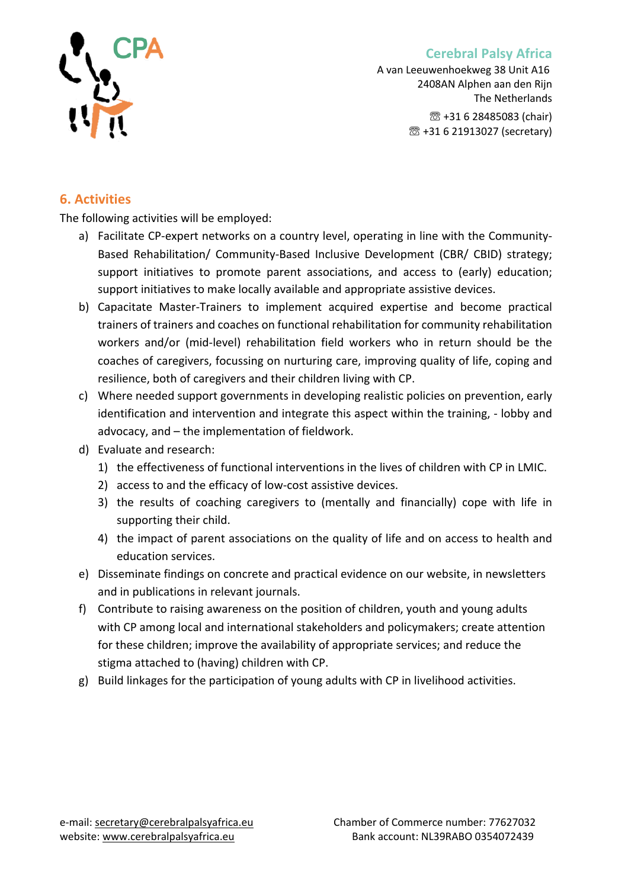## 6. Activities

The following activities will be employed:

a) Facilitate CP-expert networks on a country level, operating in line with the Community-Based Rehabilitation/ Community-Based Inclusive Development (CBR/ CBID) strategy; support initiatives to promote parent associations, and access to (early) education; support initiatives to make locally available and appropriate assistive devices.

b) Capacitate Master-Trainers to implement acquired expertise and become practical trainers of trainers and coaches on functional rehabilitation for community rehabilitation workers and/or (mid-level) rehabilitation field workers who in return should be the coaches of caregivers, focussing on nurturing care, improving quality of life, coping and resilience, both of caregivers and their children living with CP.

c) Where needed support governments in developing realistic policies on prevention, early identification and intervention and integrate this aspect within the training, - lobby and advocacy, and – the implementation of fieldwork.

d) Evaluate and research:
   1) the effectiveness of functional interventions in the lives of children with CP in LMIC.
   2) access to and the efficacy of low-cost assistive devices.
   3) the results of coaching caregivers to (mentally and financially) cope with life in supporting their child.
   4) the impact of parent associations on the quality of life and on access to health and education services.

e) Disseminate findings on concrete and practical evidence on our website, in newsletters and in publications in relevant journals.

f) Contribute to raising awareness on the position of children, youth and young adults with CP among local and international stakeholders and policymakers; create attention for these children; improve the availability of appropriate services; and reduce the stigma attached to (having) children with CP.

g) Build linkages for the participation of young adults with CP in livelihood activities.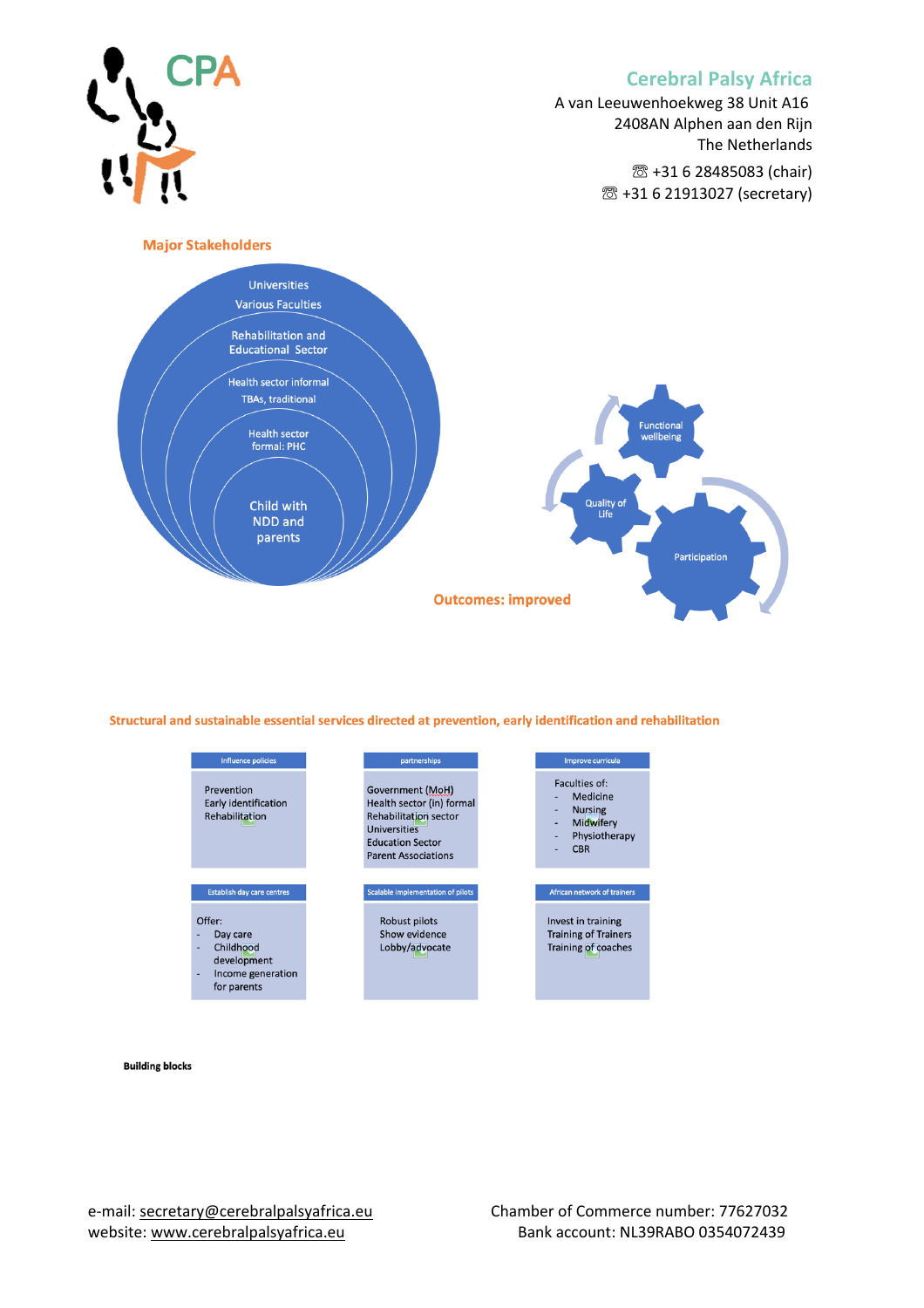**Cerebral Palsy Africa**
A van Leeuwenhoekweg 38 Unit A16
2408AN Alphen aan den Rijn
The Netherlands
☏ +31 6 28485083 (chair)
☏ +31 6 21913027 (secretary)

**Major Stakeholders**

- Universities
  Various Faculties
- Rehabilitation and Educational Sector
- Health sector informal
  TBAs, traditional
- Health sector formal: PHC
- Child with NDD and parents

**Outcomes: improved**

- Functional wellbeing
- Quality of Life
- Participation

**Structural and sustainable essential services directed at prevention, early identification and rehabilitation**

| Influence policies | partnerships | Improve curricula |
|---|---|---|
| Prevention<br>Early identification<br>Rehabilitation | Government (MoH)<br>Health sector (in) formal<br>Rehabilitation sector<br>Universities<br>Education Sector<br>Parent Associations | Faculties of:<br>- Medicine<br>- Nursing<br>- Midwifery<br>- Physiotherapy<br>- CBR |
| **Establish day care centres** | **Scalable implementation of pilots** | **African network of trainers** |
| Offer:<br>- Day care<br>- Childhood development<br>- Income generation for parents | Robust pilots<br>Show evidence<br>Lobby/advocate | Invest in training<br>Training of Trainers<br>Training of coaches |

**Building blocks**

e-mail: secretary@cerebralpalsyafrica.eu
website: www.cerebralpalsyafrica.eu

Chamber of Commerce number: 77627032
Bank account: NL39RABO 0354072439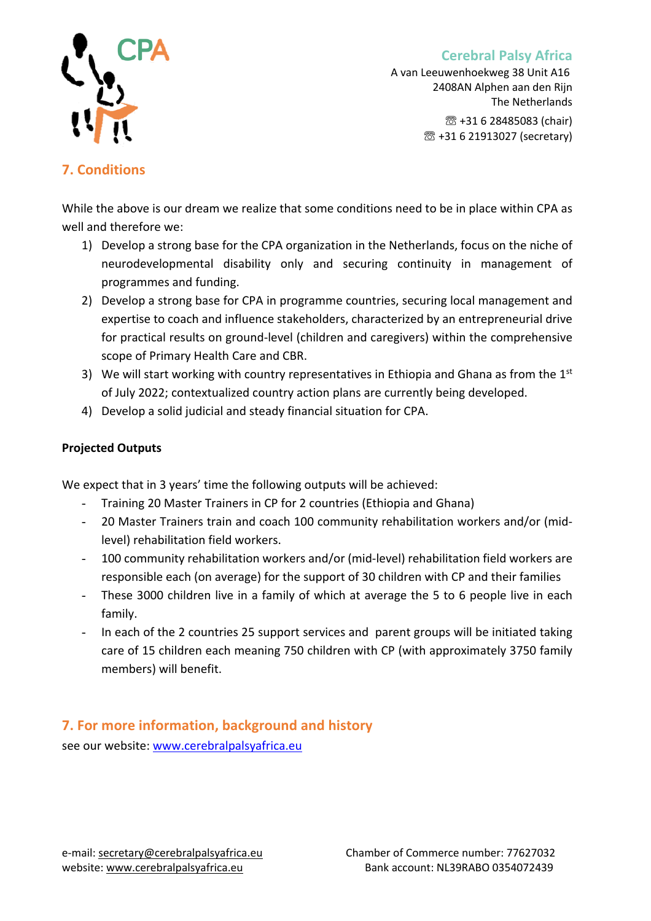## 7. Conditions

While the above is our dream we realize that some conditions need to be in place within CPA as well and therefore we:

1) Develop a strong base for the CPA organization in the Netherlands, focus on the niche of neurodevelopmental disability only and securing continuity in management of programmes and funding.
2) Develop a strong base for CPA in programme countries, securing local management and expertise to coach and influence stakeholders, characterized by an entrepreneurial drive for practical results on ground-level (children and caregivers) within the comprehensive scope of Primary Health Care and CBR.
3) We will start working with country representatives in Ethiopia and Ghana as from the 1st of July 2022; contextualized country action plans are currently being developed.
4) Develop a solid judicial and steady financial situation for CPA.

**Projected Outputs**

We expect that in 3 years' time the following outputs will be achieved:

- Training 20 Master Trainers in CP for 2 countries (Ethiopia and Ghana)
- 20 Master Trainers train and coach 100 community rehabilitation workers and/or (mid-level) rehabilitation field workers.
- 100 community rehabilitation workers and/or (mid-level) rehabilitation field workers are responsible each (on average) for the support of 30 children with CP and their families
- These 3000 children live in a family of which at average the 5 to 6 people live in each family.
- In each of the 2 countries 25 support services and parent groups will be initiated taking care of 15 children each meaning 750 children with CP (with approximately 3750 family members) will benefit.

## 7. For more information, background and history

see our website: www.cerebralpalsyafrica.eu